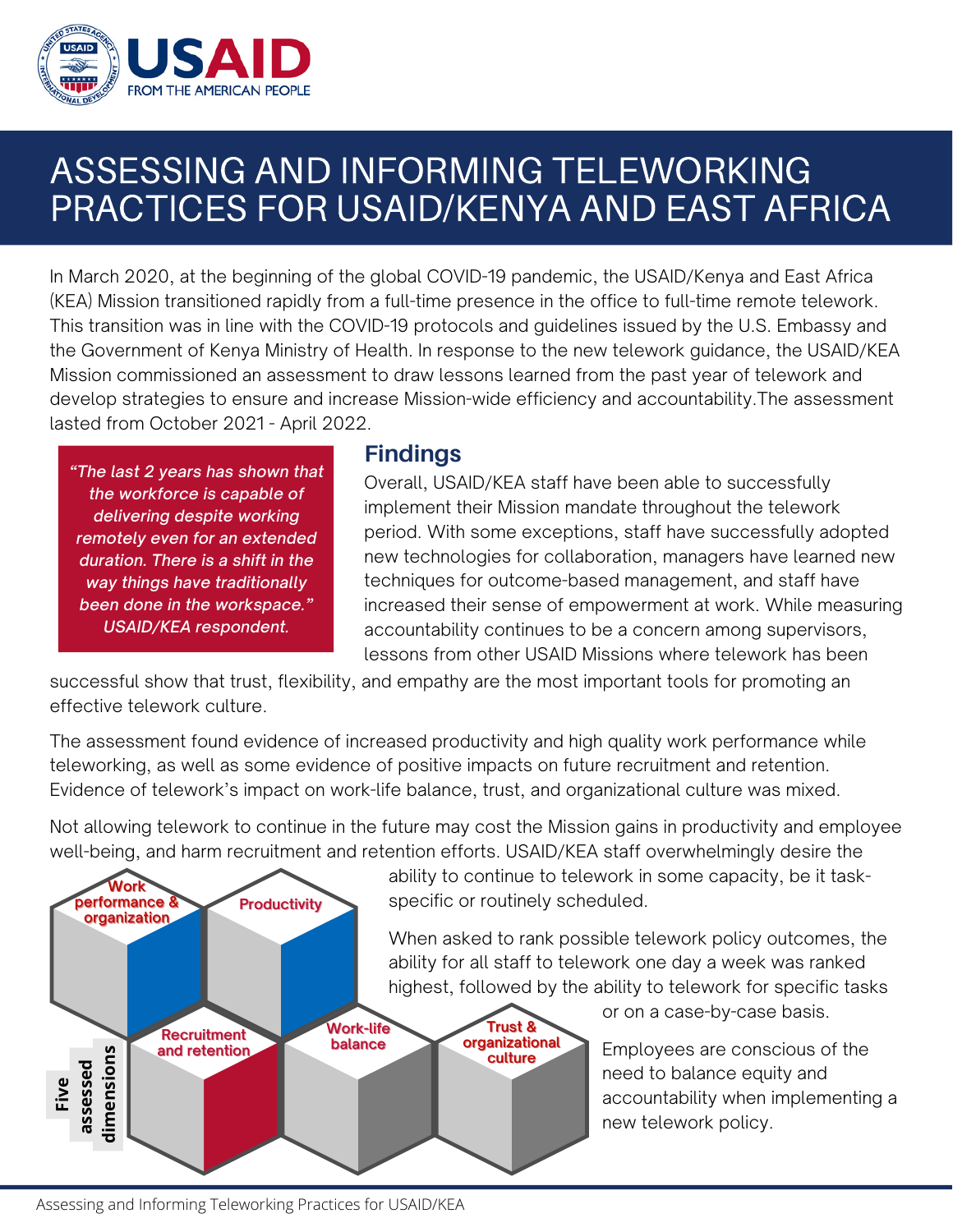USAID FROM THE AMERICAN PEOPLE

# ASSESSING AND INFORMING TELEWORKING PRACTICES FOR USAID/KENYA AND EAST AFRICA

In March 2020, at the beginning of the global COVID-19 pandemic, the USAID/Kenya and East Africa (KEA) Mission transitioned rapidly from a full-time presence in the office to full-time remote telework. This transition was in line with the COVID-19 protocols and guidelines issued by the U.S. Embassy and the Government of Kenya Ministry of Health. In response to the new telework guidance, the USAID/KEA Mission commissioned an assessment to draw lessons learned from the past year of telework and develop strategies to ensure and increase Mission-wide efficiency and accountability.The assessment lasted from October 2021 - April 2022.

> *"The last 2 years has shown that the workforce is capable of delivering despite working remotely even for an extended duration. There is a shift in the way things have traditionally been done in the workspace." USAID/KEA respondent.*

## Findings

Overall, USAID/KEA staff have been able to successfully implement their Mission mandate throughout the telework period. With some exceptions, staff have successfully adopted new technologies for collaboration, managers have learned new techniques for outcome-based management, and staff have increased their sense of empowerment at work. While measuring accountability continues to be a concern among supervisors, lessons from other USAID Missions where telework has been successful show that trust, flexibility, and empathy are the most important tools for promoting an effective telework culture.

The assessment found evidence of increased productivity and high quality work performance while teleworking, as well as some evidence of positive impacts on future recruitment and retention. Evidence of telework's impact on work-life balance, trust, and organizational culture was mixed.

Not allowing telework to continue in the future may cost the Mission gains in productivity and employee well-being, and harm recruitment and retention efforts. USAID/KEA staff overwhelmingly desire the ability to continue to telework in some capacity, be it task-specific or routinely scheduled.

When asked to rank possible telework policy outcomes, the ability for all staff to telework one day a week was ranked highest, followed by the ability to telework for specific tasks or on a case-by-case basis.

Employees are conscious of the need to balance equity and accountability when implementing a new telework policy.

**Five assessed dimensions**

- Work performance & organization
- Productivity
- Recruitment and retention
- Work-life balance
- Trust & organizational culture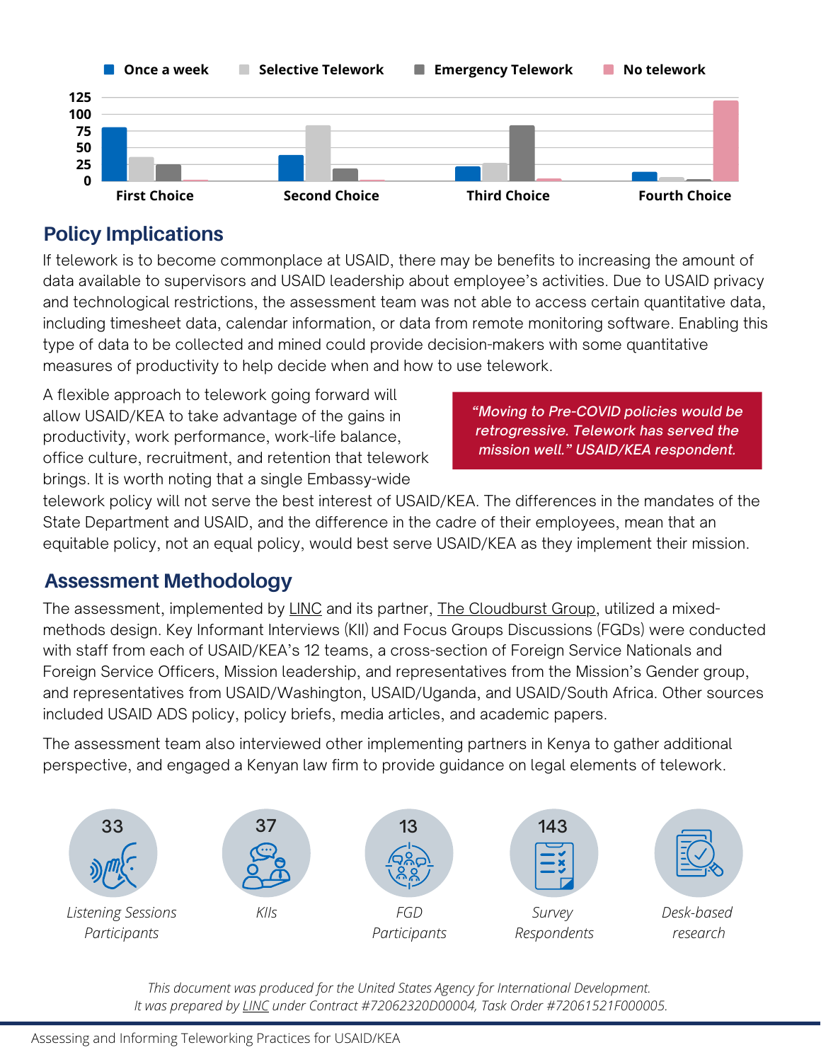Once a week
Selective Telework
Emergency Telework
No telework

125
100
75
50
25
0

First Choice
Second Choice
Third Choice
Fourth Choice

## Policy Implications

If telework is to become commonplace at USAID, there may be benefits to increasing the amount of data available to supervisors and USAID leadership about employee's activities. Due to USAID privacy and technological restrictions, the assessment team was not able to access certain quantitative data, including timesheet data, calendar information, or data from remote monitoring software. Enabling this type of data to be collected and mined could provide decision-makers with some quantitative measures of productivity to help decide when and how to use telework.

A flexible approach to telework going forward will allow USAID/KEA to take advantage of the gains in productivity, work performance, work-life balance, office culture, recruitment, and retention that telework brings. It is worth noting that a single Embassy-wide telework policy will not serve the best interest of USAID/KEA. The differences in the mandates of the State Department and USAID, and the difference in the cadre of their employees, mean that an equitable policy, not an equal policy, would best serve USAID/KEA as they implement their mission.

> *"Moving to Pre-COVID policies would be retrogressive. Telework has served the mission well." USAID/KEA respondent.*

## Assessment Methodology

The assessment, implemented by LINC and its partner, The Cloudburst Group, utilized a mixed-methods design. Key Informant Interviews (KII) and Focus Groups Discussions (FGDs) were conducted with staff from each of USAID/KEA's 12 teams, a cross-section of Foreign Service Nationals and Foreign Service Officers, Mission leadership, and representatives from the Mission's Gender group, and representatives from USAID/Washington, USAID/Uganda, and USAID/South Africa. Other sources included USAID ADS policy, policy briefs, media articles, and academic papers.

The assessment team also interviewed other implementing partners in Kenya to gather additional perspective, and engaged a Kenyan law firm to provide guidance on legal elements of telework.

33
*Listening Sessions Participants*

37
*KIIs*

13
*FGD Participants*

143
*Survey Respondents*

*Desk-based research*

*This document was produced for the United States Agency for International Development. It was prepared by LINC under Contract #72062320D00004, Task Order #72061521F000005.*